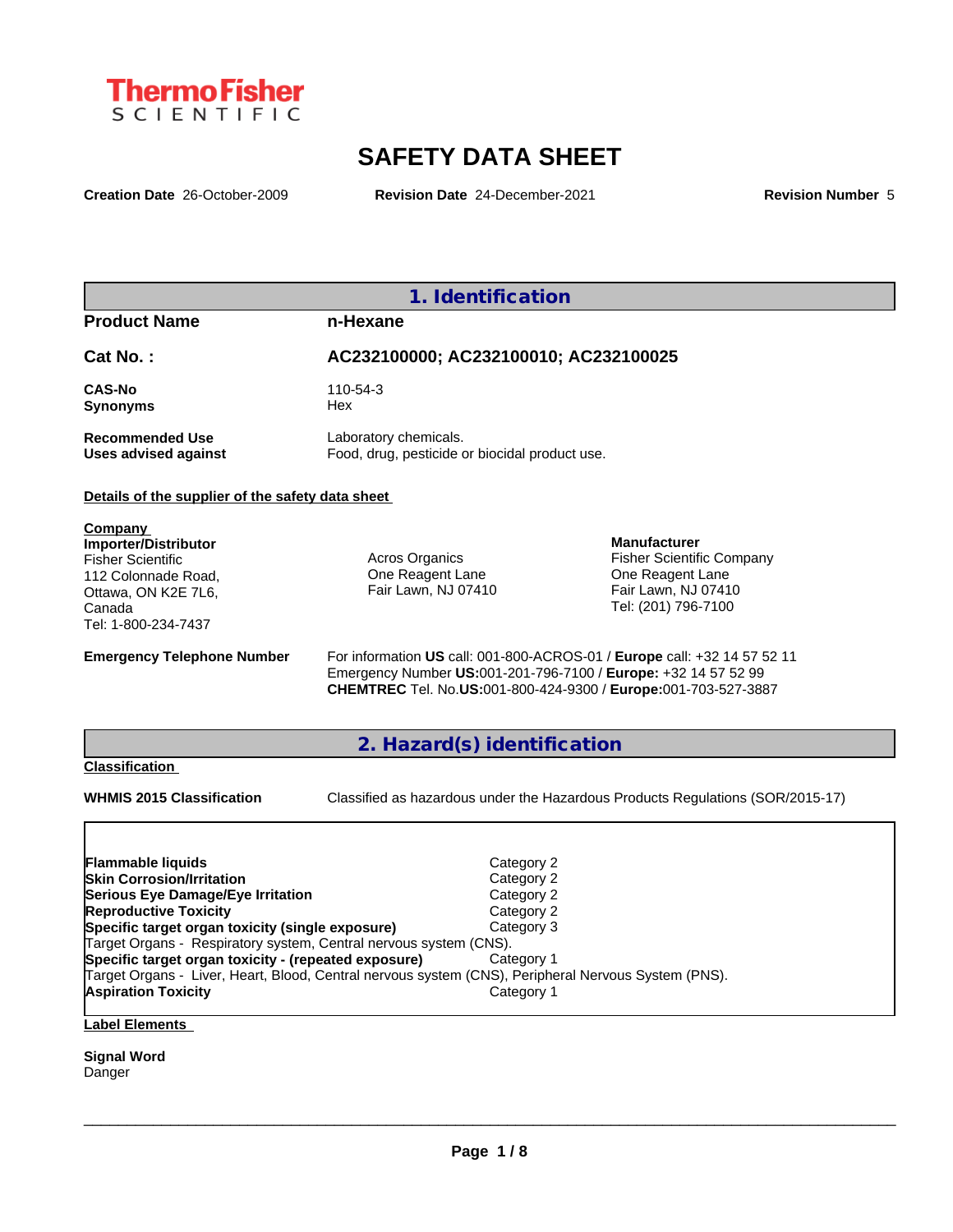Thermo Fisher SCIENTIFIC

# SAFETY DATA SHEET

**Creation Date** 26-October-2009 **Revision Date** 24-December-2021 **Revision Number** 5

## 1. Identification

**Product Name** n-Hexane

**Cat No. :** AC232100000; AC232100010; AC232100025

**CAS-No** 110-54-3
**Synonyms** Hex

**Recommended Use** Laboratory chemicals.
**Uses advised against** Food, drug, pesticide or biocidal product use.

**Details of the supplier of the safety data sheet**

**Company**
**Importer/Distributor**
Fisher Scientific
112 Colonnade Road,
Ottawa, ON K2E 7L6,
Canada
Tel: 1-800-234-7437

Acros Organics
One Reagent Lane
Fair Lawn, NJ 07410

**Manufacturer**
Fisher Scientific Company
One Reagent Lane
Fair Lawn, NJ 07410
Tel: (201) 796-7100

**Emergency Telephone Number** For information **US** call: 001-800-ACROS-01 / **Europe** call: +32 14 57 52 11
Emergency Number **US:**001-201-796-7100 / **Europe:** +32 14 57 52 99
**CHEMTREC** Tel. No.**US:**001-800-424-9300 / **Europe:**001-703-527-3887

## 2. Hazard(s) identification

**Classification**

**WHMIS 2015 Classification** Classified as hazardous under the Hazardous Products Regulations (SOR/2015-17)

| | |
|---|---|
| **Flammable liquids** | Category 2 |
| **Skin Corrosion/Irritation** | Category 2 |
| **Serious Eye Damage/Eye Irritation** | Category 2 |
| **Reproductive Toxicity** | Category 2 |
| **Specific target organ toxicity (single exposure)** | Category 3 |
| Target Organs - Respiratory system, Central nervous system (CNS). | |
| **Specific target organ toxicity - (repeated exposure)** | Category 1 |
| Target Organs - Liver, Heart, Blood, Central nervous system (CNS), Peripheral Nervous System (PNS). | |
| **Aspiration Toxicity** | Category 1 |

**Label Elements**

**Signal Word**
Danger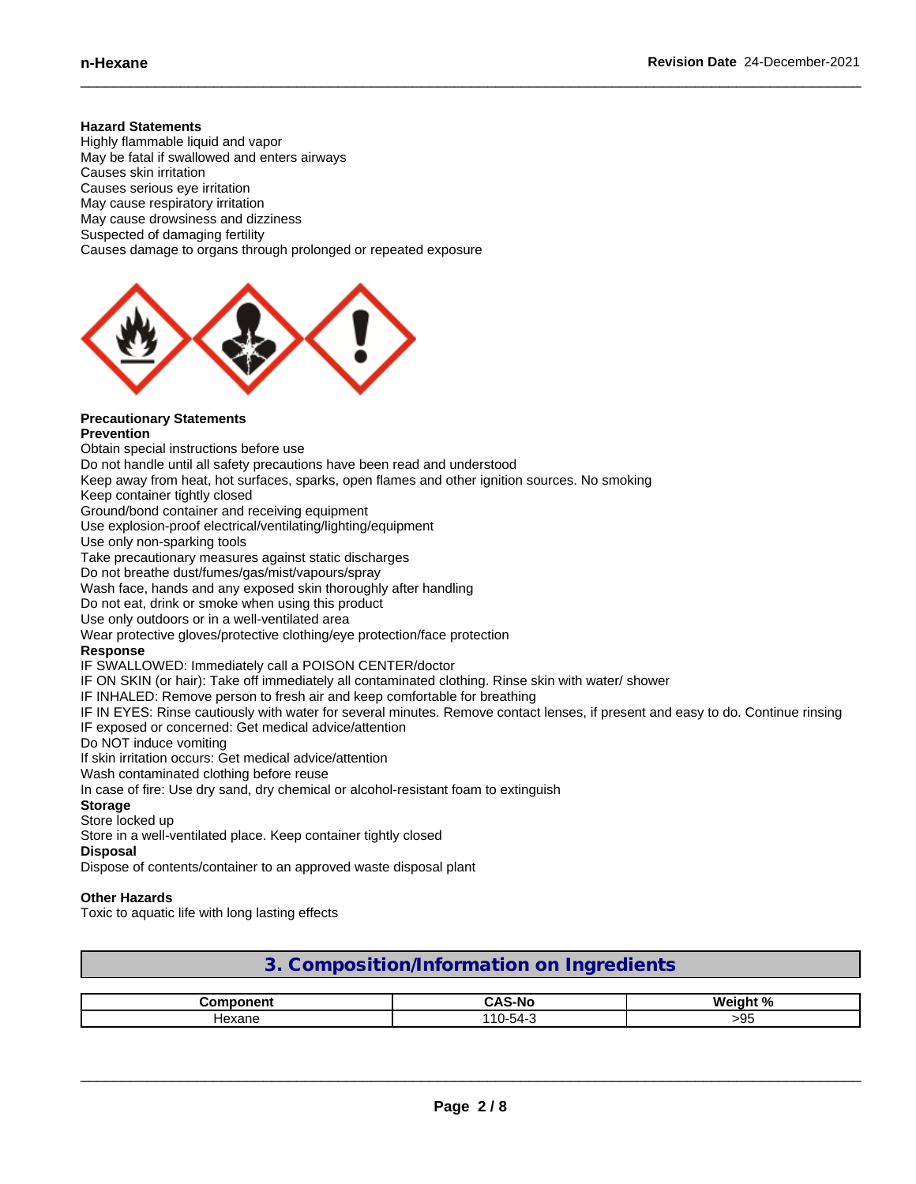**Hazard Statements**

Highly flammable liquid and vapor
May be fatal if swallowed and enters airways
Causes skin irritation
Causes serious eye irritation
May cause respiratory irritation
May cause drowsiness and dizziness
Suspected of damaging fertility
Causes damage to organs through prolonged or repeated exposure

**Precautionary Statements**

**Prevention**

Obtain special instructions before use
Do not handle until all safety precautions have been read and understood
Keep away from heat, hot surfaces, sparks, open flames and other ignition sources. No smoking
Keep container tightly closed
Ground/bond container and receiving equipment
Use explosion-proof electrical/ventilating/lighting/equipment
Use only non-sparking tools
Take precautionary measures against static discharges
Do not breathe dust/fumes/gas/mist/vapours/spray
Wash face, hands and any exposed skin thoroughly after handling
Do not eat, drink or smoke when using this product
Use only outdoors or in a well-ventilated area
Wear protective gloves/protective clothing/eye protection/face protection

**Response**

IF SWALLOWED: Immediately call a POISON CENTER/doctor
IF ON SKIN (or hair): Take off immediately all contaminated clothing. Rinse skin with water/ shower
IF INHALED: Remove person to fresh air and keep comfortable for breathing
IF IN EYES: Rinse cautiously with water for several minutes. Remove contact lenses, if present and easy to do. Continue rinsing
IF exposed or concerned: Get medical advice/attention
Do NOT induce vomiting
If skin irritation occurs: Get medical advice/attention
Wash contaminated clothing before reuse
In case of fire: Use dry sand, dry chemical or alcohol-resistant foam to extinguish

**Storage**

Store locked up
Store in a well-ventilated place. Keep container tightly closed

**Disposal**

Dispose of contents/container to an approved waste disposal plant

**Other Hazards**

Toxic to aquatic life with long lasting effects

## 3. Composition/Information on Ingredients

| Component | CAS-No | Weight % |
|---|---|---|
| Hexane | 110-54-3 | >95 |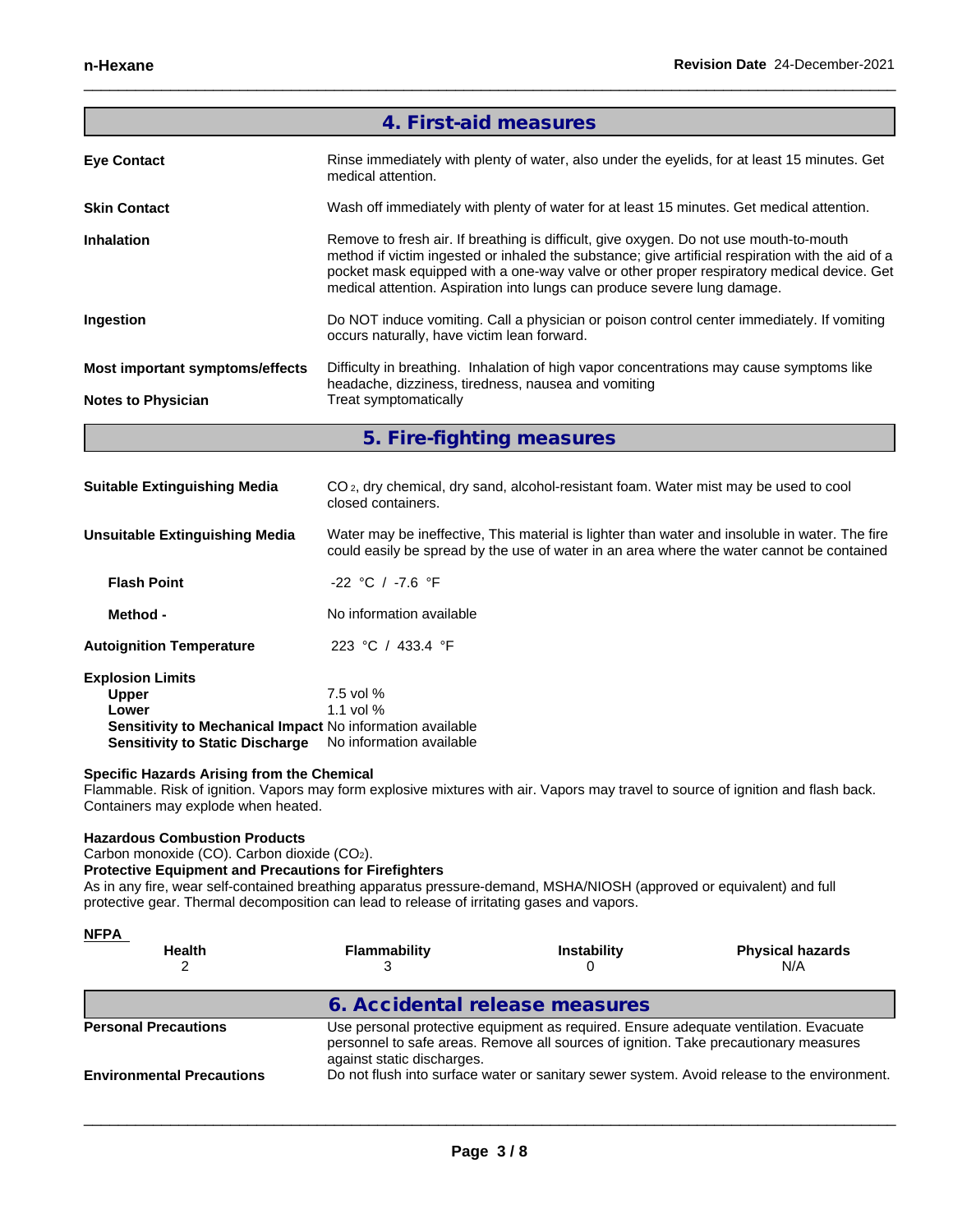## 4. First-aid measures

**Eye Contact**
Rinse immediately with plenty of water, also under the eyelids, for at least 15 minutes. Get medical attention.

**Skin Contact**
Wash off immediately with plenty of water for at least 15 minutes. Get medical attention.

**Inhalation**
Remove to fresh air. If breathing is difficult, give oxygen. Do not use mouth-to-mouth method if victim ingested or inhaled the substance; give artificial respiration with the aid of a pocket mask equipped with a one-way valve or other proper respiratory medical device. Get medical attention. Aspiration into lungs can produce severe lung damage.

**Ingestion**
Do NOT induce vomiting. Call a physician or poison control center immediately. If vomiting occurs naturally, have victim lean forward.

**Most important symptoms/effects**
Difficulty in breathing. Inhalation of high vapor concentrations may cause symptoms like headache, dizziness, tiredness, nausea and vomiting

**Notes to Physician**
Treat symptomatically

## 5. Fire-fighting measures

**Suitable Extinguishing Media**
$CO_2$, dry chemical, dry sand, alcohol-resistant foam. Water mist may be used to cool closed containers.

**Unsuitable Extinguishing Media**
Water may be ineffective, This material is lighter than water and insoluble in water. The fire could easily be spread by the use of water in an area where the water cannot be contained

**Flash Point** -22 °C / -7.6 °F

**Method -** No information available

**Autoignition Temperature** 223 °C / 433.4 °F

**Explosion Limits**
- **Upper** 7.5 vol %
- **Lower** 1.1 vol %
- **Sensitivity to Mechanical Impact** No information available
- **Sensitivity to Static Discharge** No information available

**Specific Hazards Arising from the Chemical**
Flammable. Risk of ignition. Vapors may form explosive mixtures with air. Vapors may travel to source of ignition and flash back. Containers may explode when heated.

**Hazardous Combustion Products**
Carbon monoxide (CO). Carbon dioxide ($CO_2$).

**Protective Equipment and Precautions for Firefighters**
As in any fire, wear self-contained breathing apparatus pressure-demand, MSHA/NIOSH (approved or equivalent) and full protective gear. Thermal decomposition can lead to release of irritating gases and vapors.

**NFPA**

| Health | Flammability | Instability | Physical hazards |
|---|---|---|---|
| 2 | 3 | 0 | N/A |

## 6. Accidental release measures

**Personal Precautions**
Use personal protective equipment as required. Ensure adequate ventilation. Evacuate personnel to safe areas. Remove all sources of ignition. Take precautionary measures against static discharges.

**Environmental Precautions**
Do not flush into surface water or sanitary sewer system. Avoid release to the environment.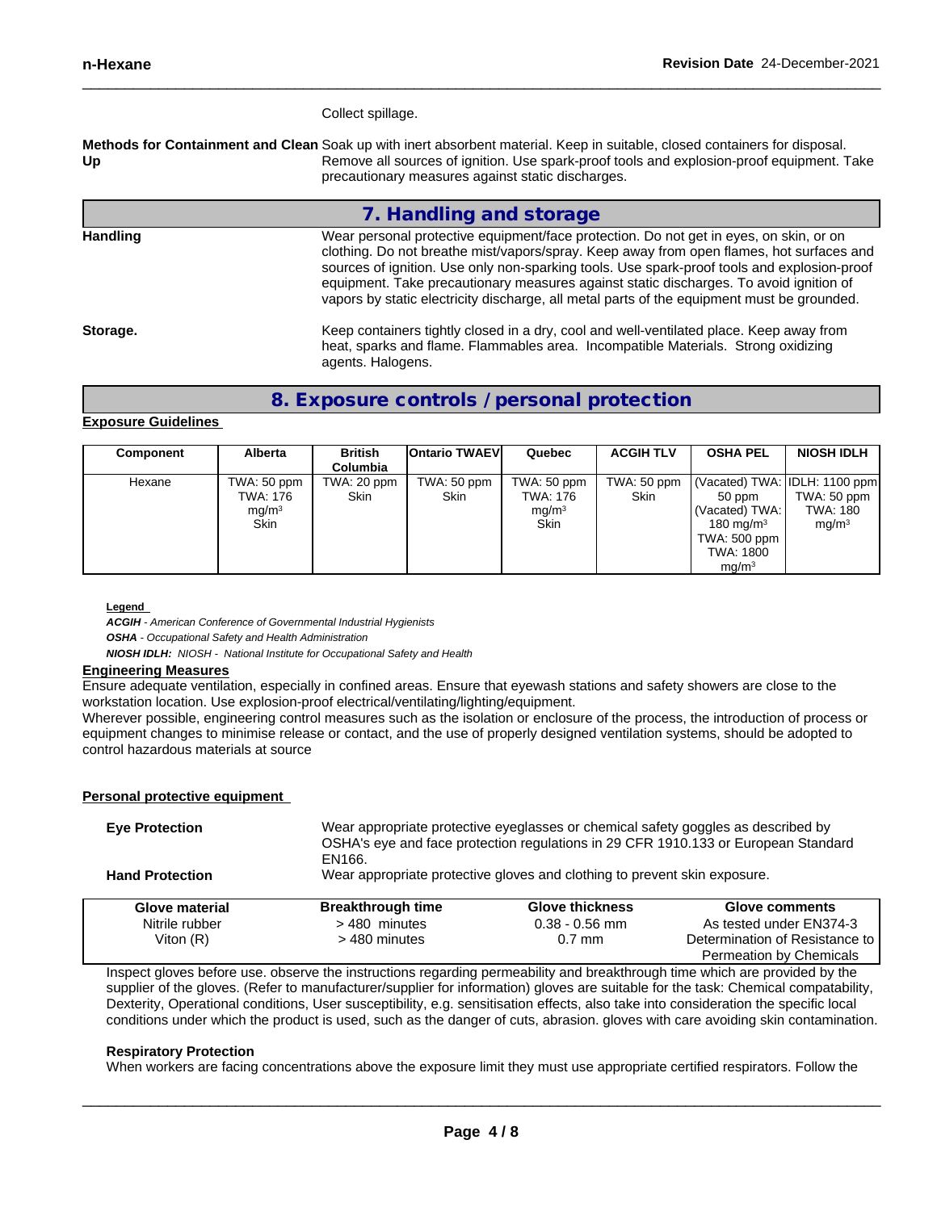Collect spillage.

**Methods for Containment and Clean Up** Soak up with inert absorbent material. Keep in suitable, closed containers for disposal. Remove all sources of ignition. Use spark-proof tools and explosion-proof equipment. Take precautionary measures against static discharges.

## 7. Handling and storage

**Handling** Wear personal protective equipment/face protection. Do not get in eyes, on skin, or on clothing. Do not breathe mist/vapors/spray. Keep away from open flames, hot surfaces and sources of ignition. Use only non-sparking tools. Use spark-proof tools and explosion-proof equipment. Take precautionary measures against static discharges. To avoid ignition of vapors by static electricity discharge, all metal parts of the equipment must be grounded.

**Storage.** Keep containers tightly closed in a dry, cool and well-ventilated place. Keep away from heat, sparks and flame. Flammables area. Incompatible Materials. Strong oxidizing agents. Halogens.

## 8. Exposure controls / personal protection

**Exposure Guidelines**

| Component | Alberta | British Columbia | Ontario TWAEV | Quebec | ACGIH TLV | OSHA PEL | NIOSH IDLH |
|---|---|---|---|---|---|---|---|
| Hexane | TWA: 50 ppm TWA: 176 mg/m³ Skin | TWA: 20 ppm Skin | TWA: 50 ppm Skin | TWA: 50 ppm TWA: 176 mg/m³ Skin | TWA: 50 ppm Skin | (Vacated) TWA: 50 ppm (Vacated) TWA: 180 mg/m³ TWA: 500 ppm TWA: 1800 mg/m³ | IDLH: 1100 ppm TWA: 50 ppm TWA: 180 mg/m³ |

**Legend**

***ACGIH*** *- American Conference of Governmental Industrial Hygienists*
***OSHA*** *- Occupational Safety and Health Administration*
***NIOSH IDLH:*** *NIOSH - National Institute for Occupational Safety and Health*

**Engineering Measures**

Ensure adequate ventilation, especially in confined areas. Ensure that eyewash stations and safety showers are close to the workstation location. Use explosion-proof electrical/ventilating/lighting/equipment.
Wherever possible, engineering control measures such as the isolation or enclosure of the process, the introduction of process or equipment changes to minimise release or contact, and the use of properly designed ventilation systems, should be adopted to control hazardous materials at source

**Personal protective equipment**

**Eye Protection** Wear appropriate protective eyeglasses or chemical safety goggles as described by OSHA's eye and face protection regulations in 29 CFR 1910.133 or European Standard EN166.

**Hand Protection** Wear appropriate protective gloves and clothing to prevent skin exposure.

| Glove material | Breakthrough time | Glove thickness | Glove comments |
|---|---|---|---|
| Nitrile rubber | > 480 minutes | 0.38 - 0.56 mm | As tested under EN374-3 |
| Viton (R) | > 480 minutes | 0.7 mm | Determination of Resistance to Permeation by Chemicals |

Inspect gloves before use. observe the instructions regarding permeability and breakthrough time which are provided by the supplier of the gloves. (Refer to manufacturer/supplier for information) gloves are suitable for the task: Chemical compatability, Dexterity, Operational conditions, User susceptibility, e.g. sensitisation effects, also take into consideration the specific local conditions under which the product is used, such as the danger of cuts, abrasion. gloves with care avoiding skin contamination.

**Respiratory Protection**

When workers are facing concentrations above the exposure limit they must use appropriate certified respirators. Follow the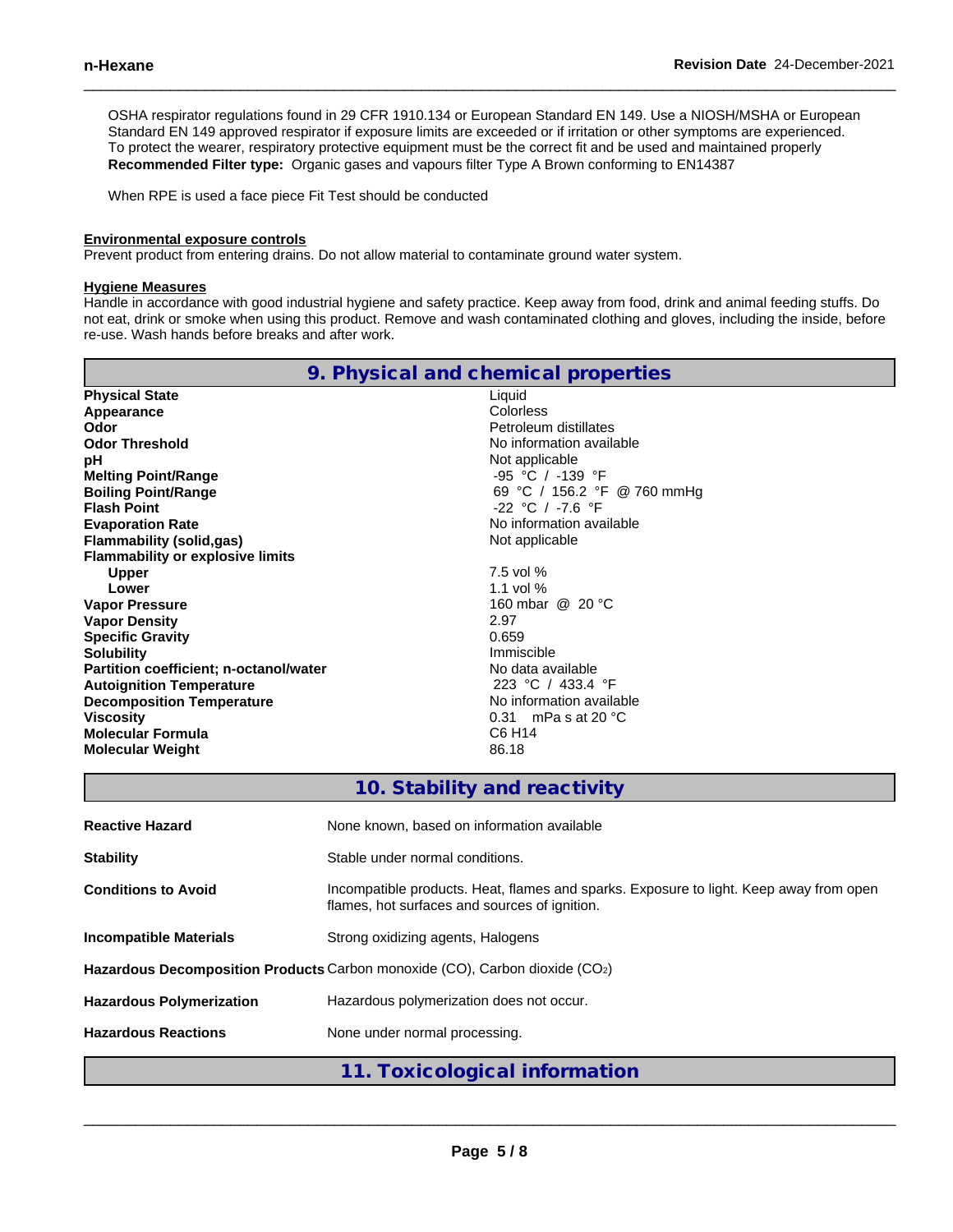OSHA respirator regulations found in 29 CFR 1910.134 or European Standard EN 149. Use a NIOSH/MSHA or European Standard EN 149 approved respirator if exposure limits are exceeded or if irritation or other symptoms are experienced. To protect the wearer, respiratory protective equipment must be the correct fit and be used and maintained properly

**Recommended Filter type:** Organic gases and vapours filter Type A Brown conforming to EN14387

When RPE is used a face piece Fit Test should be conducted

**Environmental exposure controls**

Prevent product from entering drains. Do not allow material to contaminate ground water system.

**Hygiene Measures**

Handle in accordance with good industrial hygiene and safety practice. Keep away from food, drink and animal feeding stuffs. Do not eat, drink or smoke when using this product. Remove and wash contaminated clothing and gloves, including the inside, before re-use. Wash hands before breaks and after work.

## 9. Physical and chemical properties

| Property | Value |
|---|---|
| **Physical State** | Liquid |
| **Appearance** | Colorless |
| **Odor** | Petroleum distillates |
| **Odor Threshold** | No information available |
| **pH** | Not applicable |
| **Melting Point/Range** | -95 °C / -139 °F |
| **Boiling Point/Range** | 69 °C / 156.2 °F @ 760 mmHg |
| **Flash Point** | -22 °C / -7.6 °F |
| **Evaporation Rate** | No information available |
| **Flammability (solid,gas)** | Not applicable |
| **Flammability or explosive limits** | |
| **Upper** | 7.5 vol % |
| **Lower** | 1.1 vol % |
| **Vapor Pressure** | 160 mbar @ 20 °C |
| **Vapor Density** | 2.97 |
| **Specific Gravity** | 0.659 |
| **Solubility** | Immiscible |
| **Partition coefficient; n-octanol/water** | No data available |
| **Autoignition Temperature** | 223 °C / 433.4 °F |
| **Decomposition Temperature** | No information available |
| **Viscosity** | 0.31 mPa s at 20 °C |
| **Molecular Formula** | $C_6H_{14}$ |
| **Molecular Weight** | 86.18 |

## 10. Stability and reactivity

| | |
|---|---|
| **Reactive Hazard** | None known, based on information available |
| **Stability** | Stable under normal conditions. |
| **Conditions to Avoid** | Incompatible products. Heat, flames and sparks. Exposure to light. Keep away from open flames, hot surfaces and sources of ignition. |
| **Incompatible Materials** | Strong oxidizing agents, Halogens |
| **Hazardous Decomposition Products** | Carbon monoxide (CO), Carbon dioxide ($CO_2$) |
| **Hazardous Polymerization** | Hazardous polymerization does not occur. |
| **Hazardous Reactions** | None under normal processing. |

## 11. Toxicological information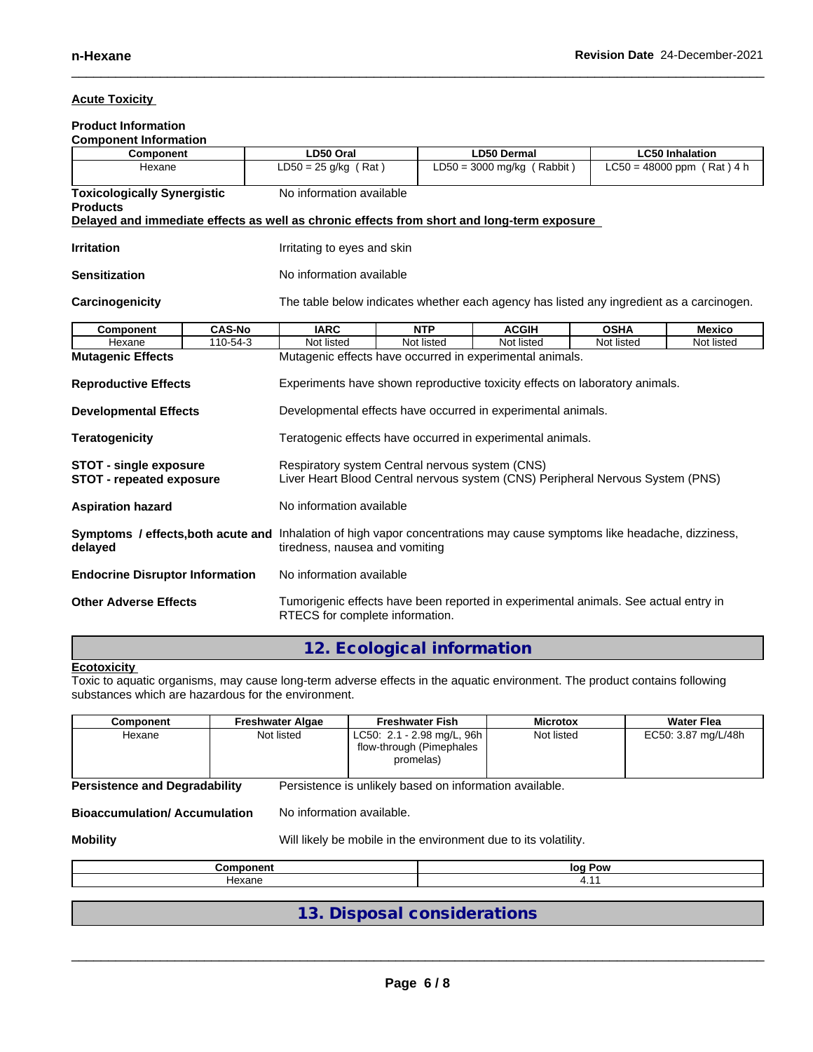### Acute Toxicity

**Product Information**

**Component Information**

| Component | LD50 Oral | LD50 Dermal | LC50 Inhalation |
|---|---|---|---|
| Hexane | LD50 = 25 g/kg ( Rat ) | LD50 = 3000 mg/kg ( Rabbit ) | LC50 = 48000 ppm ( Rat ) 4 h |

**Toxicologically Synergistic Products** No information available

### Delayed and immediate effects as well as chronic effects from short and long-term exposure

**Irritation** Irritating to eyes and skin

**Sensitization** No information available

**Carcinogenicity** The table below indicates whether each agency has listed any ingredient as a carcinogen.

| Component | CAS-No | IARC | NTP | ACGIH | OSHA | Mexico |
|---|---|---|---|---|---|---|
| Hexane | 110-54-3 | Not listed | Not listed | Not listed | Not listed | Not listed |

**Mutagenic Effects** Mutagenic effects have occurred in experimental animals.

**Reproductive Effects** Experiments have shown reproductive toxicity effects on laboratory animals.

**Developmental Effects** Developmental effects have occurred in experimental animals.

**Teratogenicity** Teratogenic effects have occurred in experimental animals.

**STOT - single exposure** Respiratory system Central nervous system (CNS)

**STOT - repeated exposure** Liver Heart Blood Central nervous system (CNS) Peripheral Nervous System (PNS)

**Aspiration hazard** No information available

**Symptoms / effects,both acute and delayed** Inhalation of high vapor concentrations may cause symptoms like headache, dizziness, tiredness, nausea and vomiting

**Endocrine Disruptor Information** No information available

**Other Adverse Effects** Tumorigenic effects have been reported in experimental animals. See actual entry in RTECS for complete information.

## 12. Ecological information

### Ecotoxicity

Toxic to aquatic organisms, may cause long-term adverse effects in the aquatic environment. The product contains following substances which are hazardous for the environment.

| Component | Freshwater Algae | Freshwater Fish | Microtox | Water Flea |
|---|---|---|---|---|
| Hexane | Not listed | LC50: 2.1 - 2.98 mg/L, 96h flow-through (Pimephales promelas) | Not listed | EC50: 3.87 mg/L/48h |

**Persistence and Degradability** Persistence is unlikely based on information available.

**Bioaccumulation/ Accumulation** No information available.

**Mobility** Will likely be mobile in the environment due to its volatility.

| Component | log Pow |
|---|---|
| Hexane | 4.11 |

## 13. Disposal considerations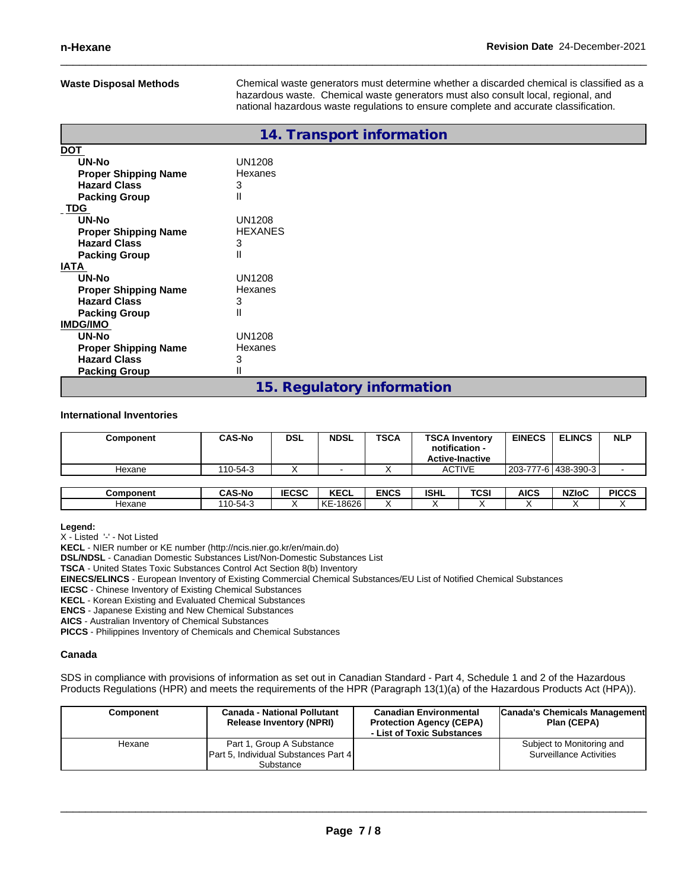**Waste Disposal Methods**

Chemical waste generators must determine whether a discarded chemical is classified as a hazardous waste. Chemical waste generators must also consult local, regional, and national hazardous waste regulations to ensure complete and accurate classification.

## 14. Transport information

**DOT**

| | |
|---|---|
| **UN-No** | UN1208 |
| **Proper Shipping Name** | Hexanes |
| **Hazard Class** | 3 |
| **Packing Group** | II |

**TDG**

| | |
|---|---|
| **UN-No** | UN1208 |
| **Proper Shipping Name** | HEXANES |
| **Hazard Class** | 3 |
| **Packing Group** | II |

**IATA**

| | |
|---|---|
| **UN-No** | UN1208 |
| **Proper Shipping Name** | Hexanes |
| **Hazard Class** | 3 |
| **Packing Group** | II |

**IMDG/IMO**

| | |
|---|---|
| **UN-No** | UN1208 |
| **Proper Shipping Name** | Hexanes |
| **Hazard Class** | 3 |
| **Packing Group** | II |

## 15. Regulatory information

### International Inventories

| Component | CAS-No | DSL | NDSL | TSCA | TSCA Inventory notification - Active-Inactive | EINECS | ELINCS | NLP |
|---|---|---|---|---|---|---|---|---|
| Hexane | 110-54-3 | X | - | X | ACTIVE | 203-777-6 | 438-390-3 | - |

| Component | CAS-No | IECSC | KECL | ENCS | ISHL | TCSI | AICS | NZIoC | PICCS |
|---|---|---|---|---|---|---|---|---|---|
| Hexane | 110-54-3 | X | KE-18626 | X | X | X | X | X | X |

**Legend:**

X - Listed '-' - Not Listed

**KECL** - NIER number or KE number (http://ncis.nier.go.kr/en/main.do)

**DSL/NDSL** - Canadian Domestic Substances List/Non-Domestic Substances List

**TSCA** - United States Toxic Substances Control Act Section 8(b) Inventory

**EINECS/ELINCS** - European Inventory of Existing Commercial Chemical Substances/EU List of Notified Chemical Substances

**IECSC** - Chinese Inventory of Existing Chemical Substances

**KECL** - Korean Existing and Evaluated Chemical Substances

**ENCS** - Japanese Existing and New Chemical Substances

**AICS** - Australian Inventory of Chemical Substances

**PICCS** - Philippines Inventory of Chemicals and Chemical Substances

### Canada

SDS in compliance with provisions of information as set out in Canadian Standard - Part 4, Schedule 1 and 2 of the Hazardous Products Regulations (HPR) and meets the requirements of the HPR (Paragraph 13(1)(a) of the Hazardous Products Act (HPA)).

| Component | Canada - National Pollutant Release Inventory (NPRI) | Canadian Environmental Protection Agency (CEPA) - List of Toxic Substances | Canada's Chemicals Management Plan (CEPA) |
|---|---|---|---|
| Hexane | Part 1, Group A Substance Part 5, Individual Substances Part 4 Substance | | Subject to Monitoring and Surveillance Activities |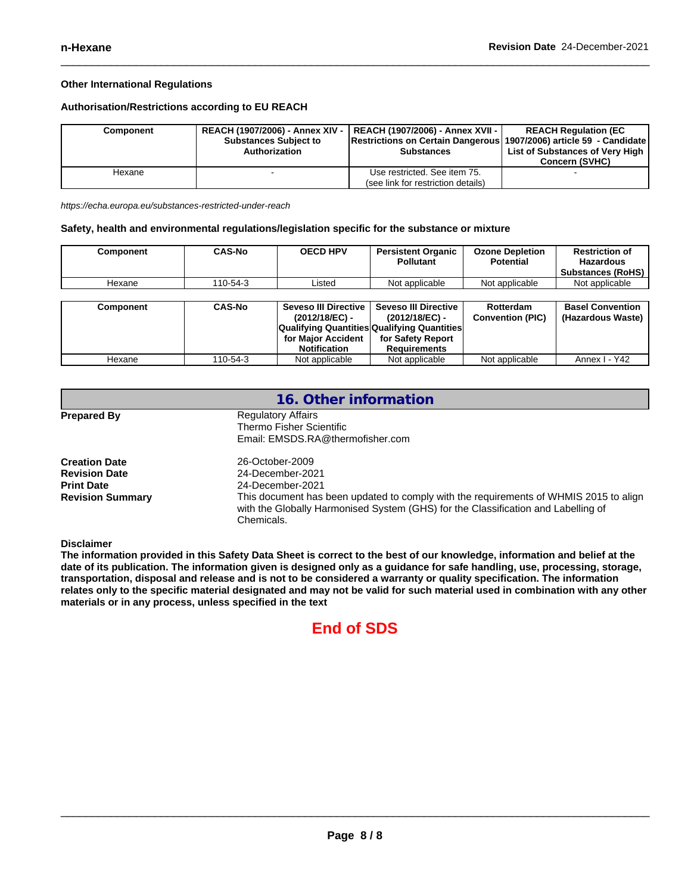### Other International Regulations

### Authorisation/Restrictions according to EU REACH

| Component | REACH (1907/2006) - Annex XIV - Substances Subject to Authorization | REACH (1907/2006) - Annex XVII - Restrictions on Certain Dangerous Substances | REACH Regulation (EC 1907/2006) article 59 - Candidate List of Substances of Very High Concern (SVHC) |
|---|---|---|---|
| Hexane | - | Use restricted. See item 75. (see link for restriction details) | - |

*https://echa.europa.eu/substances-restricted-under-reach*

### Safety, health and environmental regulations/legislation specific for the substance or mixture

| Component | CAS-No | OECD HPV | Persistent Organic Pollutant | Ozone Depletion Potential | Restriction of Hazardous Substances (RoHS) |
|---|---|---|---|---|---|
| Hexane | 110-54-3 | Listed | Not applicable | Not applicable | Not applicable |

| Component | CAS-No | Seveso III Directive (2012/18/EC) - Qualifying Quantities for Major Accident Notification | Seveso III Directive (2012/18/EC) - Qualifying Quantities for Safety Report Requirements | Rotterdam Convention (PIC) | Basel Convention (Hazardous Waste) |
|---|---|---|---|---|---|
| Hexane | 110-54-3 | Not applicable | Not applicable | Not applicable | Annex I - Y42 |

## 16. Other information

**Prepared By**
Regulatory Affairs
Thermo Fisher Scientific
Email: EMSDS.RA@thermofisher.com

**Creation Date** 26-October-2009
**Revision Date** 24-December-2021
**Print Date** 24-December-2021
**Revision Summary** This document has been updated to comply with the requirements of WHMIS 2015 to align with the Globally Harmonised System (GHS) for the Classification and Labelling of Chemicals.

**Disclaimer**
**The information provided in this Safety Data Sheet is correct to the best of our knowledge, information and belief at the date of its publication. The information given is designed only as a guidance for safe handling, use, processing, storage, transportation, disposal and release and is not to be considered a warranty or quality specification. The information relates only to the specific material designated and may not be valid for such material used in combination with any other materials or in any process, unless specified in the text**

**End of SDS**